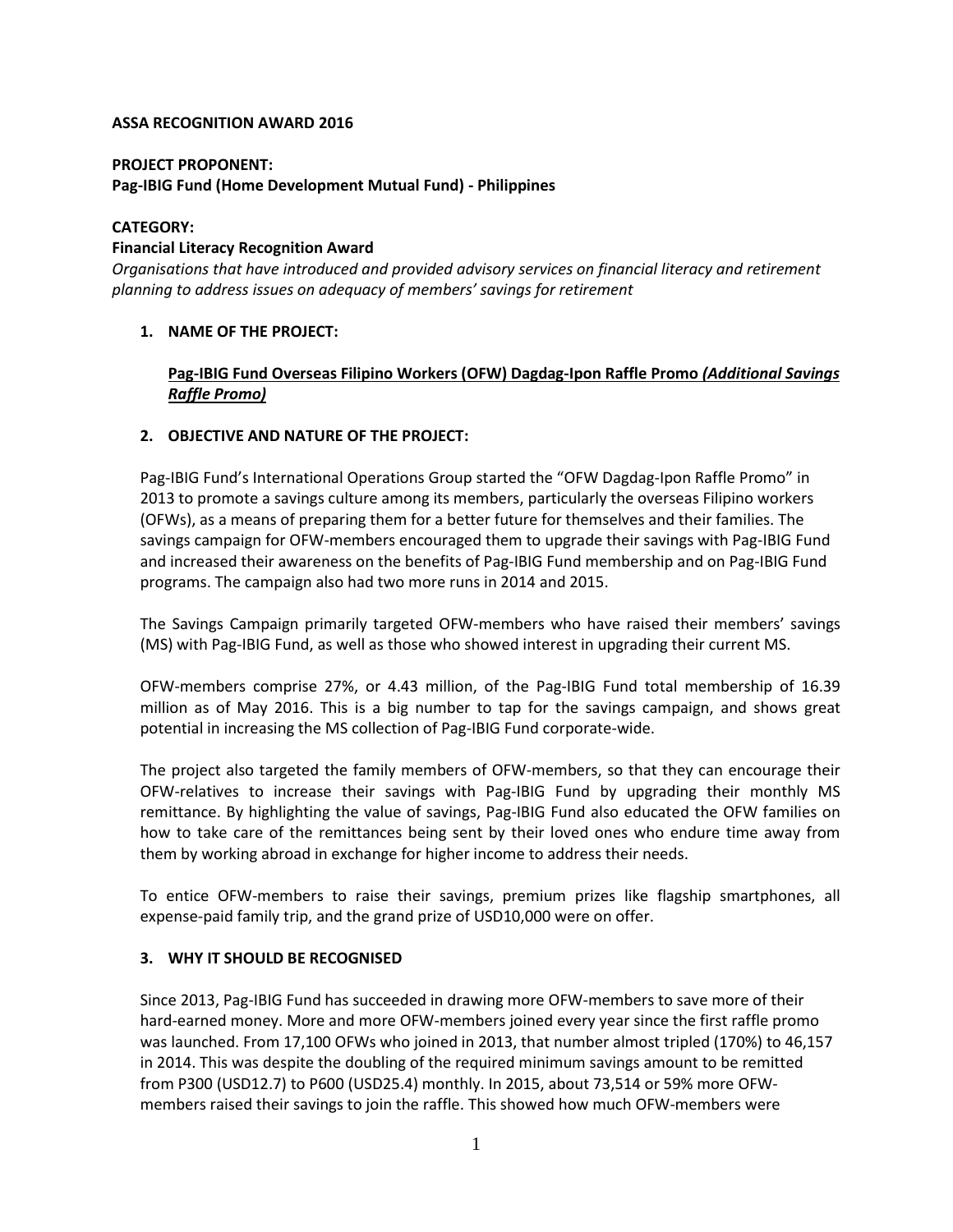**ASSA RECOGNITION AWARD 2016**

**PROJECT PROPONENT:**
**Pag-IBIG Fund (Home Development Mutual Fund) - Philippines**

**CATEGORY:**
**Financial Literacy Recognition Award**
*Organisations that have introduced and provided advisory services on financial literacy and retirement planning to address issues on adequacy of members' savings for retirement*

1. **NAME OF THE PROJECT:**

   **Pag-IBIG Fund Overseas Filipino Workers (OFW) Dagdag-Ipon Raffle Promo *(Additional Savings Raffle Promo)***

2. **OBJECTIVE AND NATURE OF THE PROJECT:**

Pag-IBIG Fund's International Operations Group started the "OFW Dagdag-Ipon Raffle Promo" in 2013 to promote a savings culture among its members, particularly the overseas Filipino workers (OFWs), as a means of preparing them for a better future for themselves and their families. The savings campaign for OFW-members encouraged them to upgrade their savings with Pag-IBIG Fund and increased their awareness on the benefits of Pag-IBIG Fund membership and on Pag-IBIG Fund programs. The campaign also had two more runs in 2014 and 2015.

The Savings Campaign primarily targeted OFW-members who have raised their members' savings (MS) with Pag-IBIG Fund, as well as those who showed interest in upgrading their current MS.

OFW-members comprise 27%, or 4.43 million, of the Pag-IBIG Fund total membership of 16.39 million as of May 2016. This is a big number to tap for the savings campaign, and shows great potential in increasing the MS collection of Pag-IBIG Fund corporate-wide.

The project also targeted the family members of OFW-members, so that they can encourage their OFW-relatives to increase their savings with Pag-IBIG Fund by upgrading their monthly MS remittance. By highlighting the value of savings, Pag-IBIG Fund also educated the OFW families on how to take care of the remittances being sent by their loved ones who endure time away from them by working abroad in exchange for higher income to address their needs.

To entice OFW-members to raise their savings, premium prizes like flagship smartphones, all expense-paid family trip, and the grand prize of USD10,000 were on offer.

3. **WHY IT SHOULD BE RECOGNISED**

Since 2013, Pag-IBIG Fund has succeeded in drawing more OFW-members to save more of their hard-earned money. More and more OFW-members joined every year since the first raffle promo was launched. From 17,100 OFWs who joined in 2013, that number almost tripled (170%) to 46,157 in 2014. This was despite the doubling of the required minimum savings amount to be remitted from P300 (USD12.7) to P600 (USD25.4) monthly. In 2015, about 73,514 or 59% more OFW-members raised their savings to join the raffle. This showed how much OFW-members were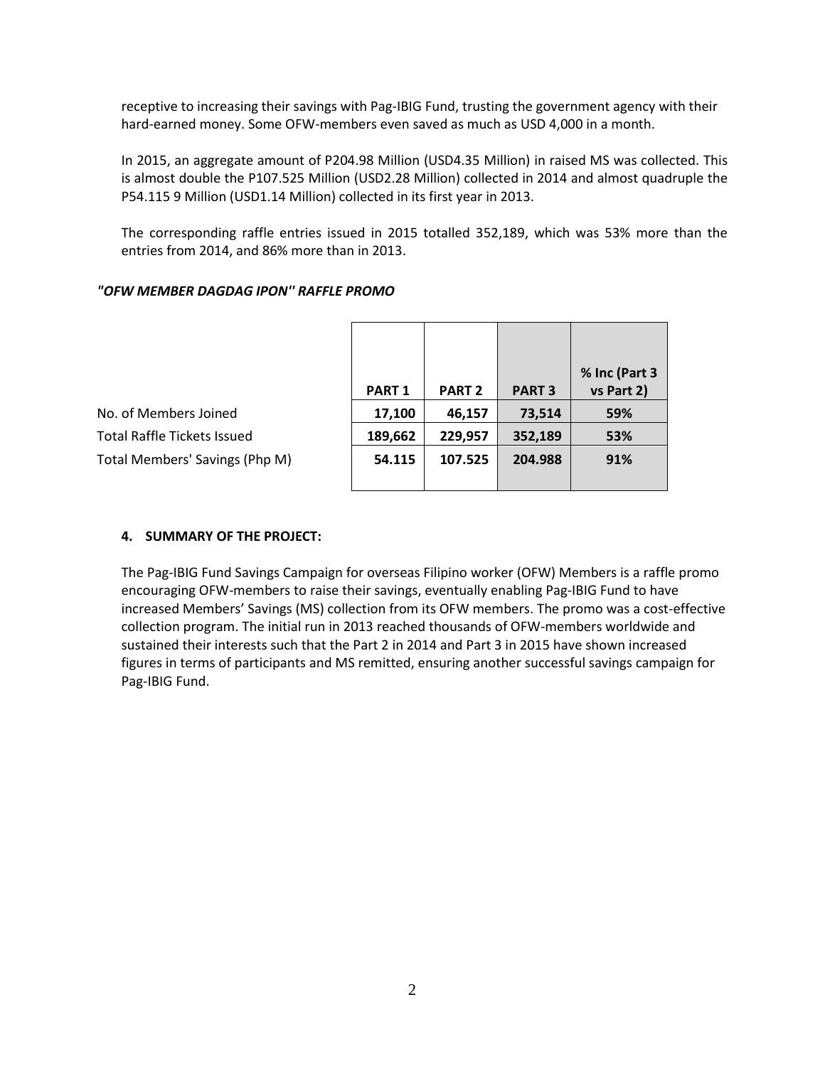receptive to increasing their savings with Pag-IBIG Fund, trusting the government agency with their hard-earned money. Some OFW-members even saved as much as USD 4,000 in a month.

In 2015, an aggregate amount of P204.98 Million (USD4.35 Million) in raised MS was collected. This is almost double the P107.525 Million (USD2.28 Million) collected in 2014 and almost quadruple the P54.115 9 Million (USD1.14 Million) collected in its first year in 2013.

The corresponding raffle entries issued in 2015 totalled 352,189, which was 53% more than the entries from 2014, and 86% more than in 2013.

***"OFW MEMBER DAGDAG IPON" RAFFLE PROMO***

| | **PART 1** | **PART 2** | **PART 3** | **% Inc (Part 3 vs Part 2)** |
|---|---|---|---|---|
| No. of Members Joined | **17,100** | **46,157** | **73,514** | **59%** |
| Total Raffle Tickets Issued | **189,662** | **229,957** | **352,189** | **53%** |
| Total Members' Savings (Php M) | **54.115** | **107.525** | **204.988** | **91%** |

**4. SUMMARY OF THE PROJECT:**

The Pag-IBIG Fund Savings Campaign for overseas Filipino worker (OFW) Members is a raffle promo encouraging OFW-members to raise their savings, eventually enabling Pag-IBIG Fund to have increased Members' Savings (MS) collection from its OFW members. The promo was a cost-effective collection program. The initial run in 2013 reached thousands of OFW-members worldwide and sustained their interests such that the Part 2 in 2014 and Part 3 in 2015 have shown increased figures in terms of participants and MS remitted, ensuring another successful savings campaign for Pag-IBIG Fund.